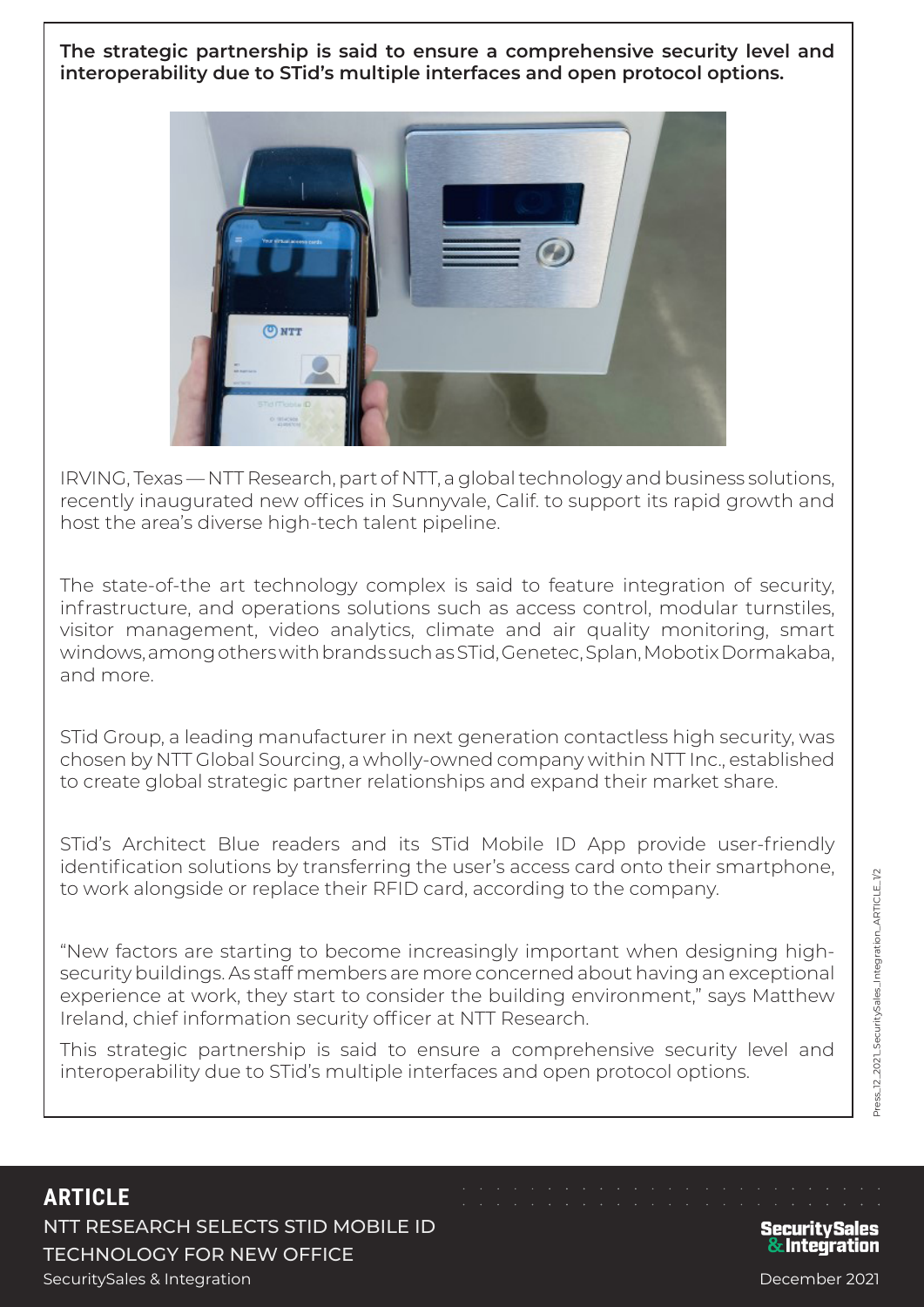**The strategic partnership is said to ensure a comprehensive security level and interoperability due to STid's multiple interfaces and open protocol options.**

IRVING, Texas — NTT Research, part of NTT, a global technology and business solutions, recently inaugurated new offices in Sunnyvale, Calif. to support its rapid growth and host the area's diverse high-tech talent pipeline.

The state-of-the art technology complex is said to feature integration of security, infrastructure, and operations solutions such as access control, modular turnstiles, visitor management, video analytics, climate and air quality monitoring, smart windows, among others with brands such as STid, Genetec, Splan, Mobotix Dormakaba, and more.

STid Group, a leading manufacturer in next generation contactless high security, was chosen by NTT Global Sourcing, a wholly-owned company within NTT Inc., established to create global strategic partner relationships and expand their market share.

STid's Architect Blue readers and its STid Mobile ID App provide user-friendly identification solutions by transferring the user's access card onto their smartphone, to work alongside or replace their RFID card, according to the company.

"New factors are starting to become increasingly important when designing high-security buildings. As staff members are more concerned about having an exceptional experience at work, they start to consider the building environment," says Matthew Ireland, chief information security officer at NTT Research.

This strategic partnership is said to ensure a comprehensive security level and interoperability due to STid's multiple interfaces and open protocol options.

**ARTICLE**

NTT RESEARCH SELECTS STID MOBILE ID TECHNOLOGY FOR NEW OFFICE

SecuritySales & Integration

December 2021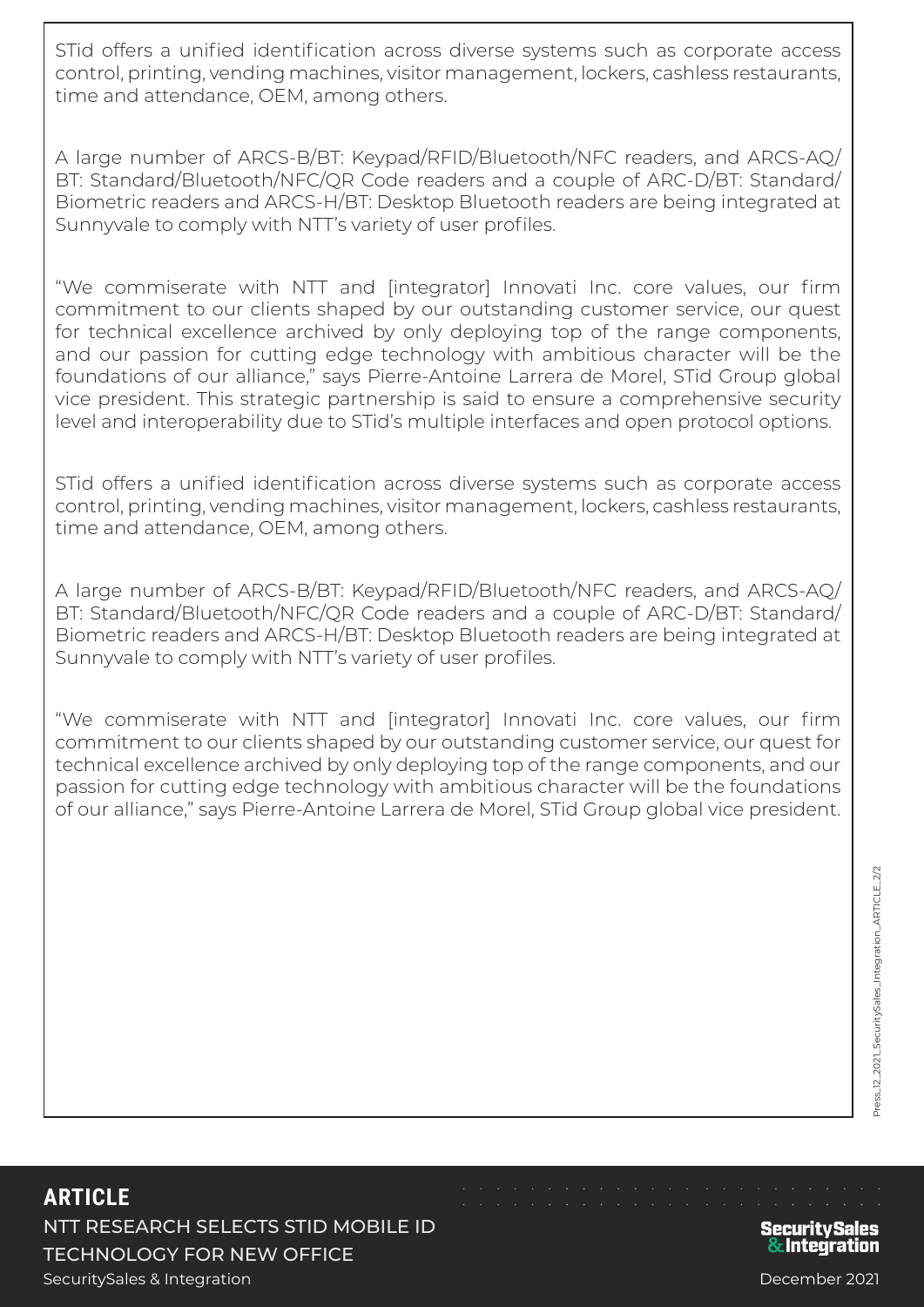STid offers a unified identification across diverse systems such as corporate access control, printing, vending machines, visitor management, lockers, cashless restaurants, time and attendance, OEM, among others.

A large number of ARCS-B/BT: Keypad/RFID/Bluetooth/NFC readers, and ARCS-AQ/BT: Standard/Bluetooth/NFC/QR Code readers and a couple of ARC-D/BT: Standard/Biometric readers and ARCS-H/BT: Desktop Bluetooth readers are being integrated at Sunnyvale to comply with NTT's variety of user profiles.

"We commiserate with NTT and [integrator] Innovati Inc. core values, our firm commitment to our clients shaped by our outstanding customer service, our quest for technical excellence archived by only deploying top of the range components, and our passion for cutting edge technology with ambitious character will be the foundations of our alliance," says Pierre-Antoine Larrera de Morel, STid Group global vice president. This strategic partnership is said to ensure a comprehensive security level and interoperability due to STid's multiple interfaces and open protocol options.

STid offers a unified identification across diverse systems such as corporate access control, printing, vending machines, visitor management, lockers, cashless restaurants, time and attendance, OEM, among others.

A large number of ARCS-B/BT: Keypad/RFID/Bluetooth/NFC readers, and ARCS-AQ/BT: Standard/Bluetooth/NFC/QR Code readers and a couple of ARC-D/BT: Standard/Biometric readers and ARCS-H/BT: Desktop Bluetooth readers are being integrated at Sunnyvale to comply with NTT's variety of user profiles.

"We commiserate with NTT and [integrator] Innovati Inc. core values, our firm commitment to our clients shaped by our outstanding customer service, our quest for technical excellence archived by only deploying top of the range components, and our passion for cutting edge technology with ambitious character will be the foundations of our alliance," says Pierre-Antoine Larrera de Morel, STid Group global vice president.